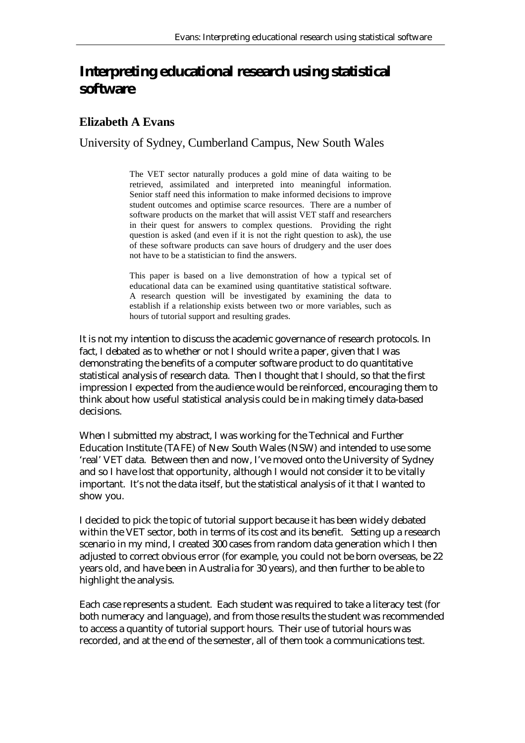# Interpreting educational research using statistical software

## Elizabeth A Evans

University of Sydney, Cumberland Campus, New South Wales

> The VET sector naturally produces a gold mine of data waiting to be retrieved, assimilated and interpreted into meaningful information. Senior staff need this information to make informed decisions to improve student outcomes and optimise scarce resources. There are a number of software products on the market that will assist VET staff and researchers in their quest for answers to complex questions. Providing the right question is asked (and even if it is not the right question to ask), the use of these software products can save hours of drudgery and the user does not have to be a statistician to find the answers.
>
> This paper is based on a live demonstration of how a typical set of educational data can be examined using quantitative statistical software. A research question will be investigated by examining the data to establish if a relationship exists between two or more variables, such as hours of tutorial support and resulting grades.

It is not my intention to discuss the academic governance of research protocols. In fact, I debated as to whether or not I should write a paper, given that I was demonstrating the benefits of a computer software product to do quantitative statistical analysis of research data. Then I thought that I should, so that the first impression I expected from the audience would be reinforced, encouraging them to think about how useful statistical analysis could be in making timely data-based decisions.

When I submitted my abstract, I was working for the Technical and Further Education Institute (TAFE) of New South Wales (NSW) and intended to use some 'real' VET data. Between then and now, I've moved onto the University of Sydney and so I have lost that opportunity, although I would not consider it to be vitally important. It's not the data itself, but the statistical analysis of it that I wanted to show you.

I decided to pick the topic of tutorial support because it has been widely debated within the VET sector, both in terms of its cost and its benefit. Setting up a research scenario in my mind, I created 300 cases from random data generation which I then adjusted to correct obvious error (for example, you could not be born overseas, be 22 years old, and have been in Australia for 30 years), and then further to be able to highlight the analysis.

Each case represents a student. Each student was required to take a literacy test (for both numeracy and language), and from those results the student was recommended to access a quantity of tutorial support hours. Their use of tutorial hours was recorded, and at the end of the semester, all of them took a communications test.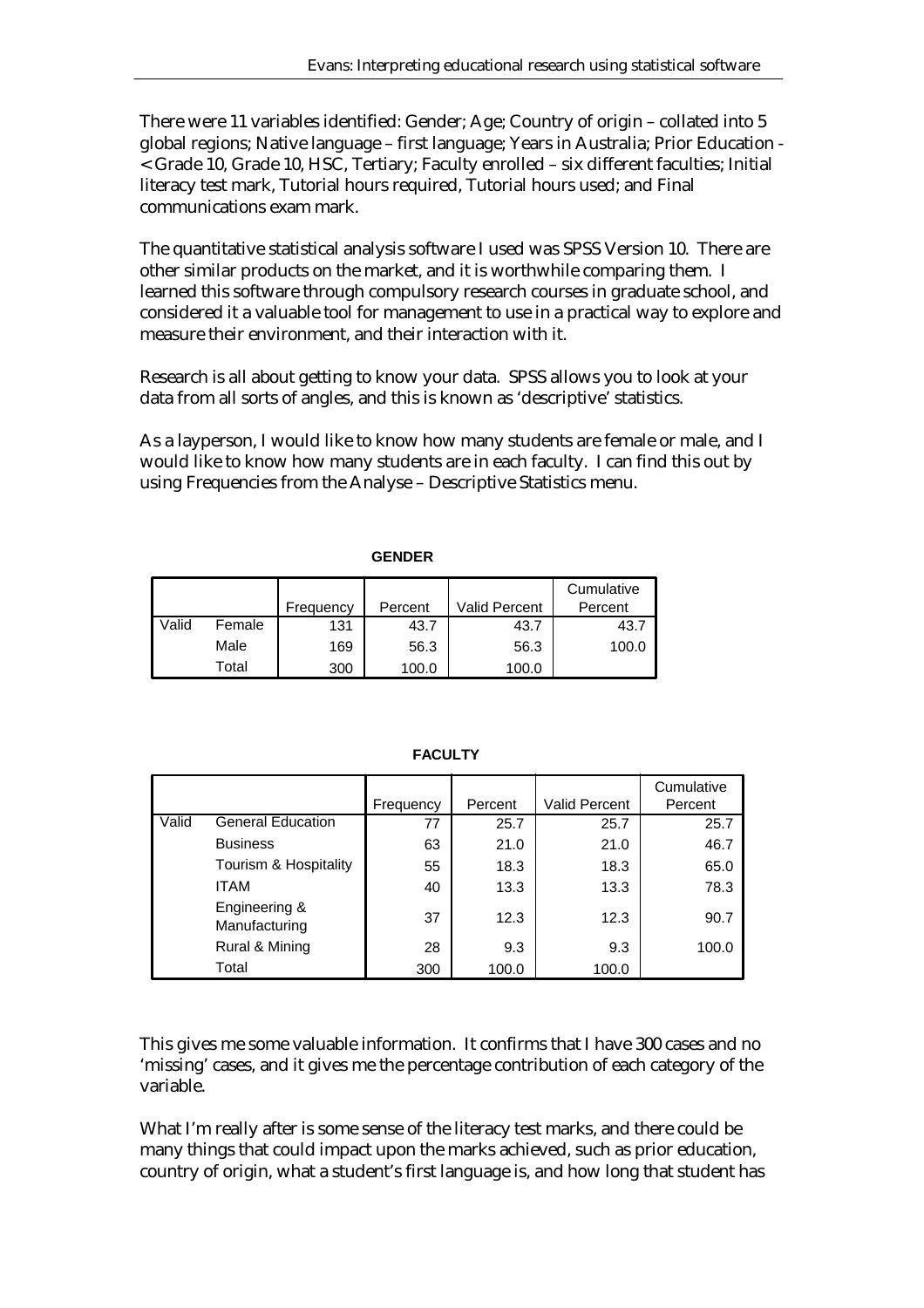There were 11 variables identified: Gender; Age; Country of origin – collated into 5 global regions; Native language – first language; Years in Australia; Prior Education - < Grade 10, Grade 10, HSC, Tertiary; Faculty enrolled – six different faculties; Initial literacy test mark, Tutorial hours required, Tutorial hours used; and Final communications exam mark.

The quantitative statistical analysis software I used was SPSS Version 10. There are other similar products on the market, and it is worthwhile comparing them. I learned this software through compulsory research courses in graduate school, and considered it a valuable tool for management to use in a practical way to explore and measure their environment, and their interaction with it.

Research is all about getting to know your data. SPSS allows you to look at your data from all sorts of angles, and this is known as 'descriptive' statistics.

As a layperson, I would like to know how many students are female or male, and I would like to know how many students are in each faculty. I can find this out by using Frequencies from the Analyse – Descriptive Statistics menu.

**GENDER**

| | | Frequency | Percent | Valid Percent | Cumulative Percent |
|---|---|---|---|---|---|
| Valid | Female | 131 | 43.7 | 43.7 | 43.7 |
| | Male | 169 | 56.3 | 56.3 | 100.0 |
| | Total | 300 | 100.0 | 100.0 | |

**FACULTY**

| | | Frequency | Percent | Valid Percent | Cumulative Percent |
|---|---|---|---|---|---|
| Valid | General Education | 77 | 25.7 | 25.7 | 25.7 |
| | Business | 63 | 21.0 | 21.0 | 46.7 |
| | Tourism & Hospitality | 55 | 18.3 | 18.3 | 65.0 |
| | ITAM | 40 | 13.3 | 13.3 | 78.3 |
| | Engineering & Manufacturing | 37 | 12.3 | 12.3 | 90.7 |
| | Rural & Mining | 28 | 9.3 | 9.3 | 100.0 |
| | Total | 300 | 100.0 | 100.0 | |

This gives me some valuable information. It confirms that I have 300 cases and no 'missing' cases, and it gives me the percentage contribution of each category of the variable.

What I'm really after is some sense of the literacy test marks, and there could be many things that could impact upon the marks achieved, such as prior education, country of origin, what a student's first language is, and how long that student has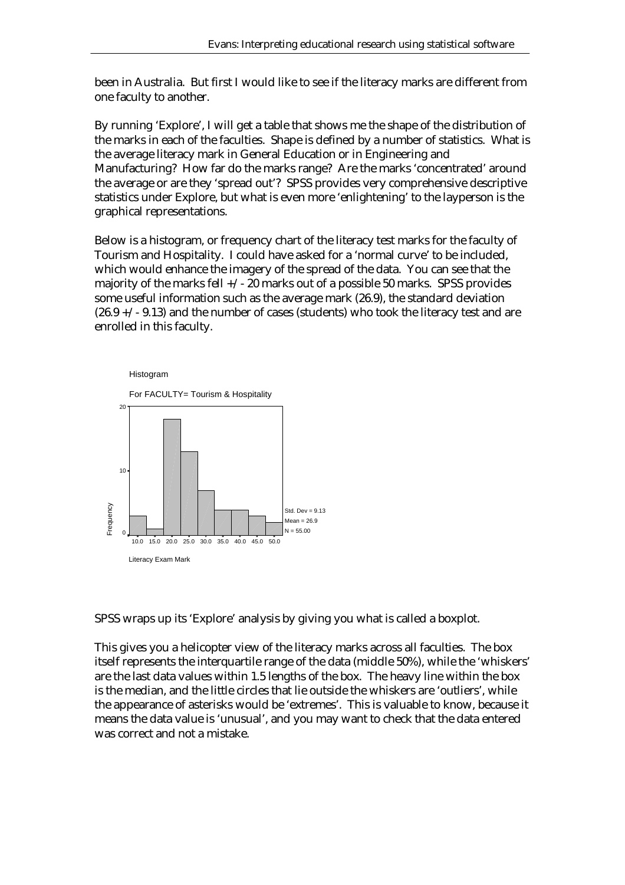been in Australia. But first I would like to see if the literacy marks are different from one faculty to another.

By running 'Explore', I will get a table that shows me the shape of the distribution of the marks in each of the faculties. Shape is defined by a number of statistics. What is the average literacy mark in General Education or in Engineering and Manufacturing? How far do the marks range? Are the marks 'concentrated' around the average or are they 'spread out'? SPSS provides very comprehensive descriptive statistics under Explore, but what is even more 'enlightening' to the layperson is the graphical representations.

Below is a histogram, or frequency chart of the literacy test marks for the faculty of Tourism and Hospitality. I could have asked for a 'normal curve' to be included, which would enhance the imagery of the spread of the data. You can see that the majority of the marks fell +/- 20 marks out of a possible 50 marks. SPSS provides some useful information such as the average mark (26.9), the standard deviation (26.9 +/- 9.13) and the number of cases (students) who took the literacy test and are enrolled in this faculty.

Histogram

For FACULTY= Tourism & Hospitality

20

10

0

Frequency

10.0 15.0 20.0 25.0 30.0 35.0 40.0 45.0 50.0

Literacy Exam Mark

Std. Dev = 9.13
Mean = 26.9
N = 55.00

SPSS wraps up its 'Explore' analysis by giving you what is called a boxplot.

This gives you a helicopter view of the literacy marks across all faculties. The box itself represents the interquartile range of the data (middle 50%), while the 'whiskers' are the last data values within 1.5 lengths of the box. The heavy line within the box is the median, and the little circles that lie outside the whiskers are 'outliers', while the appearance of asterisks would be 'extremes'. This is valuable to know, because it means the data value is 'unusual', and you may want to check that the data entered was correct and not a mistake.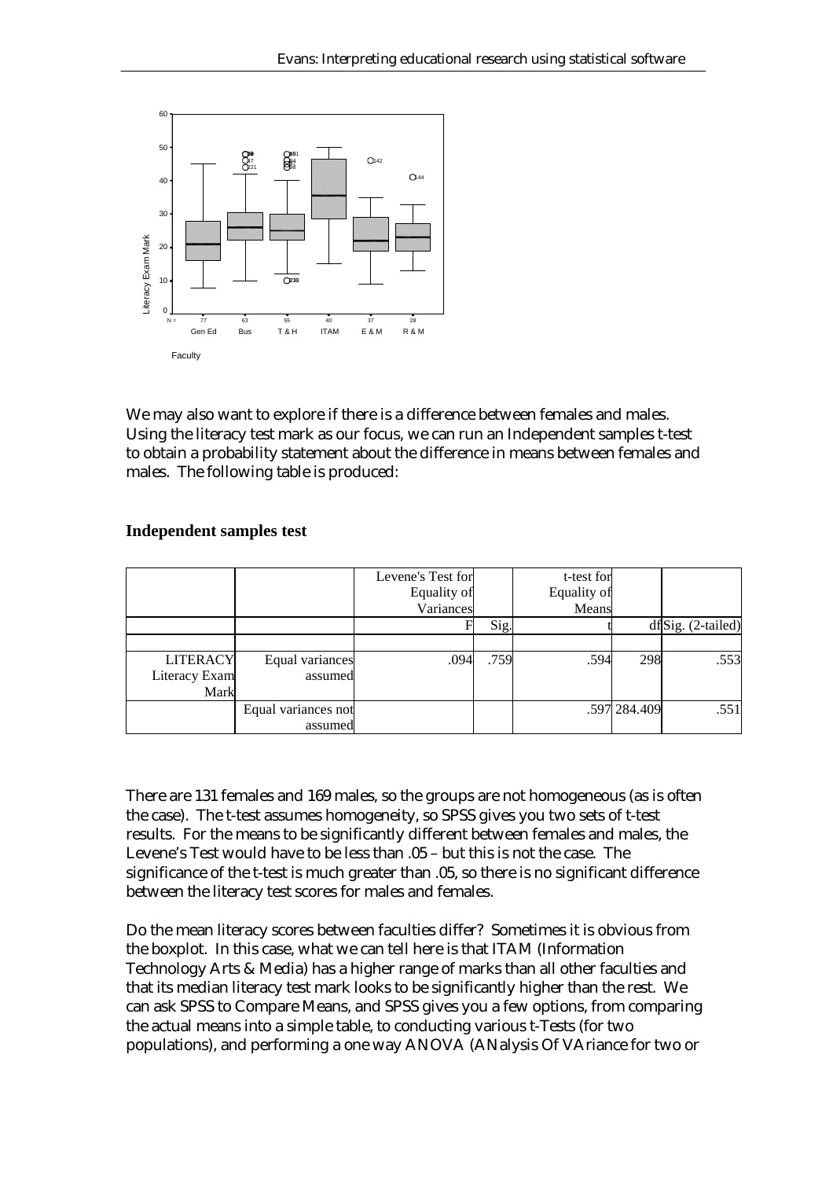60
50
40
30
20
10
0

Literacy Exam Mark

N = 77 63 55 40 37 28

Gen Ed Bus T & H ITAM E & M R & M

Faculty

We may also want to explore if there is a difference between females and males. Using the literacy test mark as our focus, we can run an Independent samples t-test to obtain a probability statement about the difference in means between females and males. The following table is produced:

## Independent samples test

| | | Levene's Test for Equality of Variances | | t-test for Equality of Means | | |
|---|---|---|---|---|---|---|
| | | F | Sig. | t | df | Sig. (2-tailed) |
| | | | | | | |
| LITERACY Literacy Exam Mark | Equal variances assumed | .094 | .759 | .594 | 298 | .553 |
| | Equal variances not assumed | | | .597 | 284.409 | .551 |

There are 131 females and 169 males, so the groups are not homogeneous (as is often the case). The t-test assumes homogeneity, so SPSS gives you two sets of t-test results. For the means to be significantly different between females and males, the Levene's Test would have to be less than .05 – but this is not the case. The significance of the t-test is much greater than .05, so there is no significant difference between the literacy test scores for males and females.

Do the mean literacy scores between faculties differ? Sometimes it is obvious from the boxplot. In this case, what we can tell here is that ITAM (Information Technology Arts & Media) has a higher range of marks than all other faculties and that its median literacy test mark looks to be significantly higher than the rest. We can ask SPSS to Compare Means, and SPSS gives you a few options, from comparing the actual means into a simple table, to conducting various t-Tests (for two populations), and performing a one way ANOVA (ANalysis Of VAriance for two or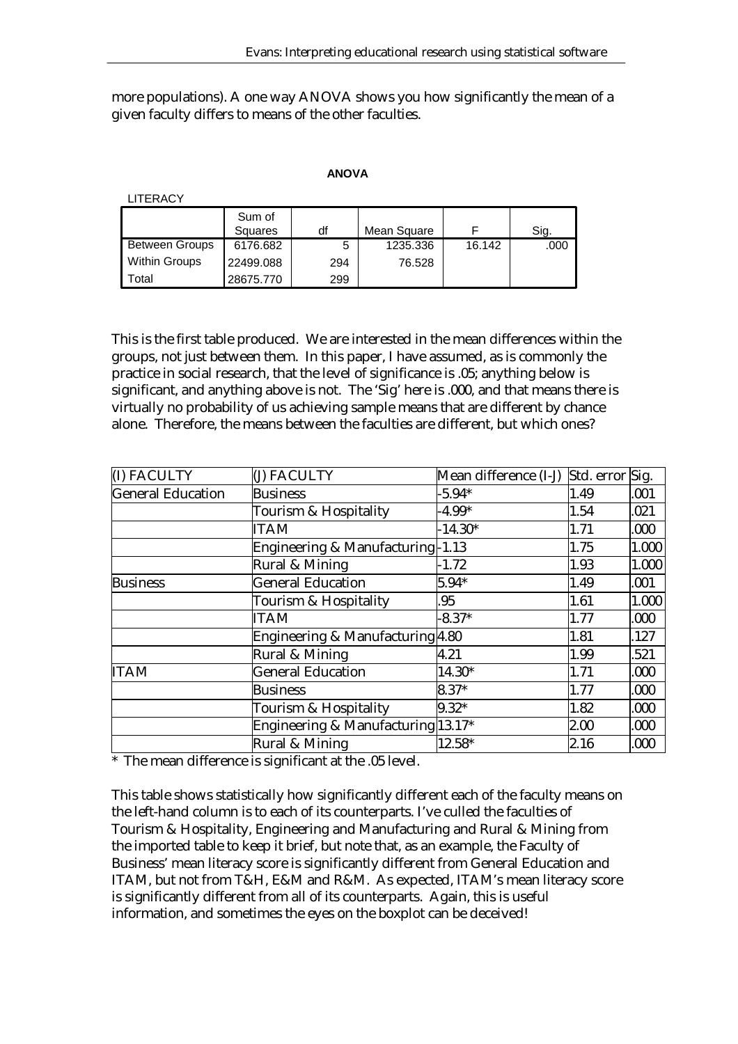more populations). A one way ANOVA shows you how significantly the mean of a given faculty differs to means of the other faculties.

**ANOVA**

LITERACY

| | Sum of Squares | df | Mean Square | F | Sig. |
|---|---|---|---|---|---|
| Between Groups | 6176.682 | 5 | 1235.336 | 16.142 | .000 |
| Within Groups | 22499.088 | 294 | 76.528 | | |
| Total | 28675.770 | 299 | | | |

This is the first table produced. We are interested in the mean differences within the groups, not just between them. In this paper, I have assumed, as is commonly the practice in social research, that the level of significance is .05; anything below is significant, and anything above is not. The 'Sig' here is .000, and that means there is virtually no probability of us achieving sample means that are different by chance alone. Therefore, the means between the faculties are different, but which ones?

| (I) FACULTY | (J) FACULTY | Mean difference (I-J) | Std. error | Sig. |
|---|---|---|---|---|
| General Education | Business | -5.94* | 1.49 | .001 |
| | Tourism & Hospitality | -4.99* | 1.54 | .021 |
| | ITAM | -14.30* | 1.71 | .000 |
| | Engineering & Manufacturing | -1.13 | 1.75 | 1.000 |
| | Rural & Mining | -1.72 | 1.93 | 1.000 |
| Business | General Education | 5.94* | 1.49 | .001 |
| | Tourism & Hospitality | .95 | 1.61 | 1.000 |
| | ITAM | -8.37* | 1.77 | .000 |
| | Engineering & Manufacturing | 4.80 | 1.81 | .127 |
| | Rural & Mining | 4.21 | 1.99 | .521 |
| ITAM | General Education | 14.30* | 1.71 | .000 |
| | Business | 8.37* | 1.77 | .000 |
| | Tourism & Hospitality | 9.32* | 1.82 | .000 |
| | Engineering & Manufacturing | 13.17* | 2.00 | .000 |
| | Rural & Mining | 12.58* | 2.16 | .000 |

* The mean difference is significant at the .05 level.

This table shows statistically how significantly different each of the faculty means on the left-hand column is to each of its counterparts. I've culled the faculties of Tourism & Hospitality, Engineering and Manufacturing and Rural & Mining from the imported table to keep it brief, but note that, as an example, the Faculty of Business' mean literacy score is significantly different from General Education and ITAM, but not from T&H, E&M and R&M. As expected, ITAM's mean literacy score is significantly different from all of its counterparts. Again, this is useful information, and sometimes the eyes on the boxplot can be deceived!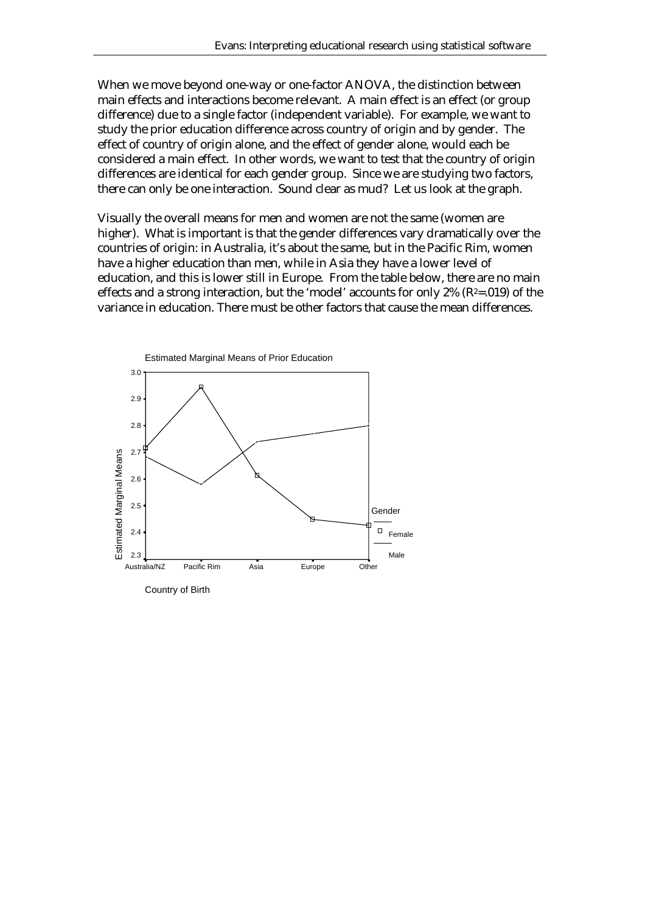When we move beyond one-way or one-factor ANOVA, the distinction between main effects and interactions become relevant. A main effect is an effect (or group difference) due to a single factor (independent variable). For example, we want to study the prior education difference across country of origin and by gender. The effect of country of origin alone, and the effect of gender alone, would each be considered a main effect. In other words, we want to test that the country of origin differences are identical for each gender group. Since we are studying two factors, there can only be one interaction. Sound clear as mud? Let us look at the graph.

Visually the overall means for men and women are not the same (women are higher). What is important is that the gender differences vary dramatically over the countries of origin: in Australia, it's about the same, but in the Pacific Rim, women have a higher education than men, while in Asia they have a lower level of education, and this is lower still in Europe. From the table below, there are no main effects and a strong interaction, but the 'model' accounts for only 2% ($R^2$=.019) of the variance in education. There must be other factors that cause the mean differences.

Estimated Marginal Means of Prior Education

Estimated Marginal Means

3.0
2.9
2.8
2.7
2.6
2.5
2.4
2.3

Australia/NZ
Pacific Rim
Asia
Europe
Other

Country of Birth

Gender
Female
Male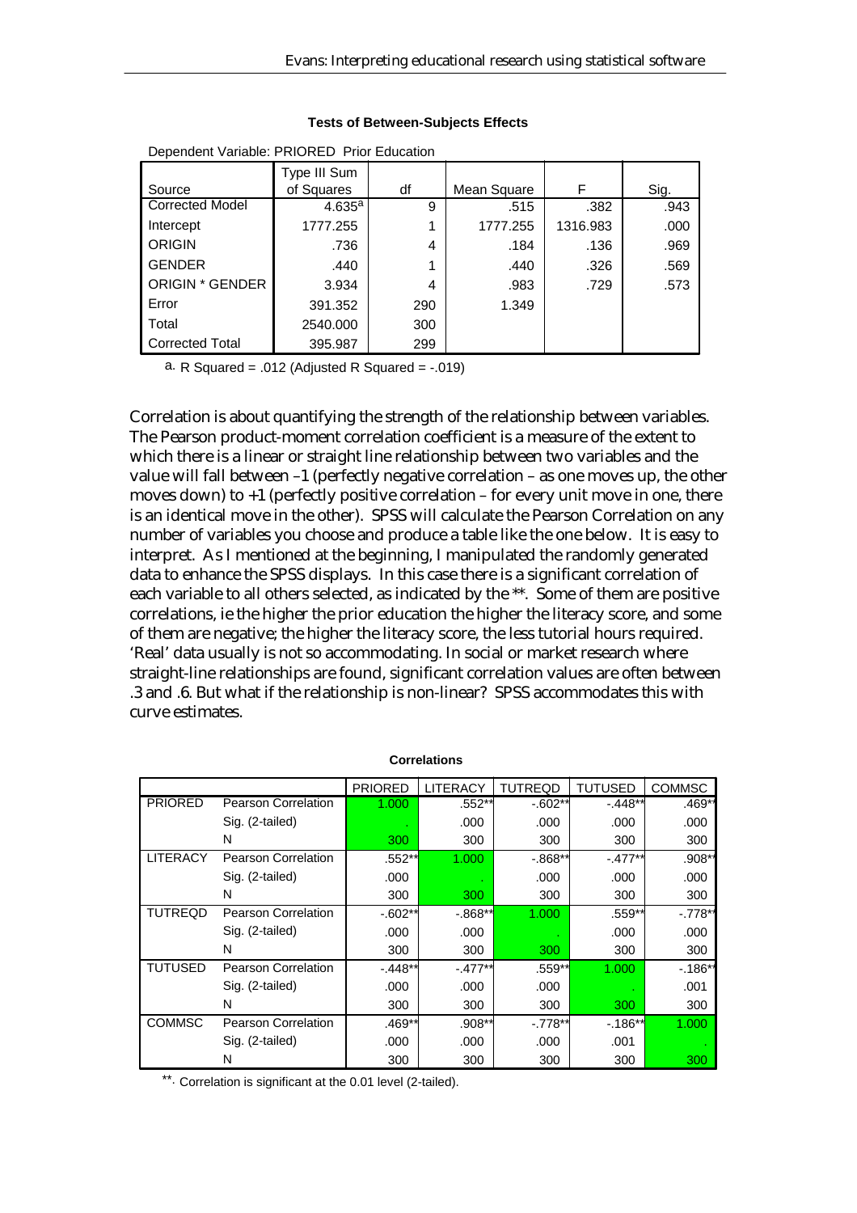**Tests of Between-Subjects Effects**

Dependent Variable: PRIORED Prior Education

| Source | Type III Sum of Squares | df | Mean Square | F | Sig. |
|---|---|---|---|---|---|
| Corrected Model | 4.635[a] | 9 | .515 | .382 | .943 |
| Intercept | 1777.255 | 1 | 1777.255 | 1316.983 | .000 |
| ORIGIN | .736 | 4 | .184 | .136 | .969 |
| GENDER | .440 | 1 | .440 | .326 | .569 |
| ORIGIN * GENDER | 3.934 | 4 | .983 | .729 | .573 |
| Error | 391.352 | 290 | 1.349 | | |
| Total | 2540.000 | 300 | | | |
| Corrected Total | 395.987 | 299 | | | |

a. R Squared = .012 (Adjusted R Squared = -.019)

Correlation is about quantifying the strength of the relationship between variables. The Pearson product-moment correlation coefficient is a measure of the extent to which there is a linear or straight line relationship between two variables and the value will fall between –1 (perfectly negative correlation – as one moves up, the other moves down) to +1 (perfectly positive correlation – for every unit move in one, there is an identical move in the other). SPSS will calculate the Pearson Correlation on any number of variables you choose and produce a table like the one below. It is easy to interpret. As I mentioned at the beginning, I manipulated the randomly generated data to enhance the SPSS displays. In this case there is a significant correlation of each variable to all others selected, as indicated by the **. Some of them are positive correlations, ie the higher the prior education the higher the literacy score, and some of them are negative; the higher the literacy score, the less tutorial hours required. 'Real' data usually is not so accommodating. In social or market research where straight-line relationships are found, significant correlation values are often between .3 and .6. But what if the relationship is non-linear? SPSS accommodates this with curve estimates.

**Correlations**

| | | PRIORED | LITERACY | TUTREQD | TUTUSED | COMMSC |
|---|---|---|---|---|---|---|
| PRIORED | Pearson Correlation | 1.000 | .552** | -.602** | -.448** | .469** |
| | Sig. (2-tailed) | . | .000 | .000 | .000 | .000 |
| | N | 300 | 300 | 300 | 300 | 300 |
| LITERACY | Pearson Correlation | .552** | 1.000 | -.868** | -.477** | .908** |
| | Sig. (2-tailed) | .000 | . | .000 | .000 | .000 |
| | N | 300 | 300 | 300 | 300 | 300 |
| TUTREQD | Pearson Correlation | -.602** | -.868** | 1.000 | .559** | -.778** |
| | Sig. (2-tailed) | .000 | .000 | . | .000 | .000 |
| | N | 300 | 300 | 300 | 300 | 300 |
| TUTUSED | Pearson Correlation | -.448** | -.477** | .559** | 1.000 | -.186** |
| | Sig. (2-tailed) | .000 | .000 | .000 | . | .001 |
| | N | 300 | 300 | 300 | 300 | 300 |
| COMMSC | Pearson Correlation | .469** | .908** | -.778** | -.186** | 1.000 |
| | Sig. (2-tailed) | .000 | .000 | .000 | .001 | . |
| | N | 300 | 300 | 300 | 300 | 300 |

**. Correlation is significant at the 0.01 level (2-tailed).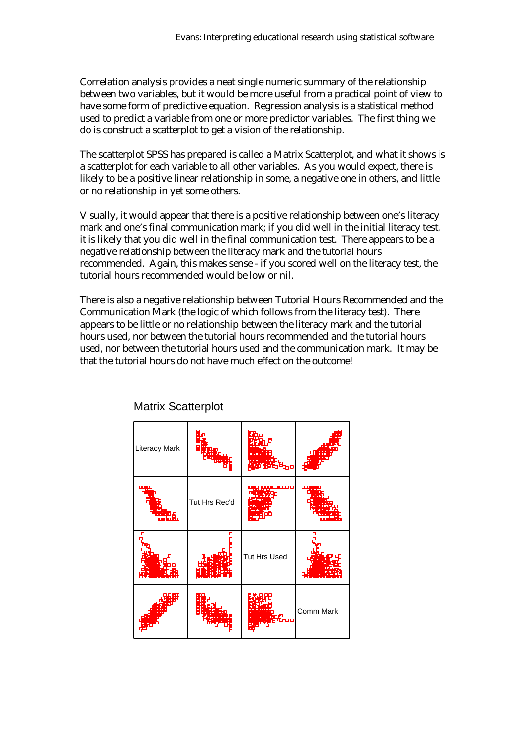Correlation analysis provides a neat single numeric summary of the relationship between two variables, but it would be more useful from a practical point of view to have some form of predictive equation. Regression analysis is a statistical method used to predict a variable from one or more predictor variables. The first thing we do is construct a scatterplot to get a vision of the relationship.

The scatterplot SPSS has prepared is called a Matrix Scatterplot, and what it shows is a scatterplot for each variable to all other variables. As you would expect, there is likely to be a positive linear relationship in some, a negative one in others, and little or no relationship in yet some others.

Visually, it would appear that there is a positive relationship between one's literacy mark and one's final communication mark; if you did well in the initial literacy test, it is likely that you did well in the final communication test. There appears to be a negative relationship between the literacy mark and the tutorial hours recommended. Again, this makes sense - if you scored well on the literacy test, the tutorial hours recommended would be low or nil.

There is also a negative relationship between Tutorial Hours Recommended and the Communication Mark (the logic of which follows from the literacy test). There appears to be little or no relationship between the literacy mark and the tutorial hours used, nor between the tutorial hours recommended and the tutorial hours used, nor between the tutorial hours used and the communication mark. It may be that the tutorial hours do not have much effect on the outcome!

Matrix Scatterplot

Literacy Mark

Tut Hrs Rec'd

Tut Hrs Used

Comm Mark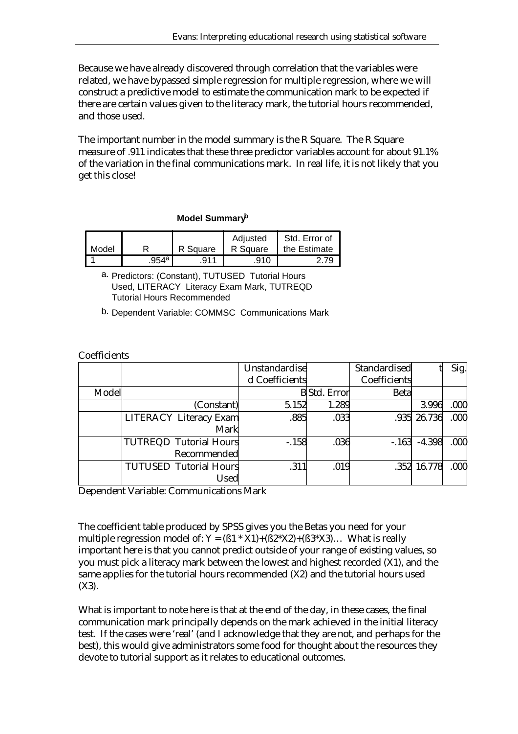Because we have already discovered through correlation that the variables were related, we have bypassed simple regression for multiple regression, where we will construct a predictive model to estimate the communication mark to be expected if there are certain values given to the literacy mark, the tutorial hours recommended, and those used.

The important number in the model summary is the R Square. The R Square measure of .911 indicates that these three predictor variables account for about 91.1% of the variation in the final communications mark. In real life, it is not likely that you get this close!

**Model Summary[b]**

| Model | R | R Square | Adjusted R Square | Std. Error of the Estimate |
|---|---|---|---|---|
| 1 | .954[a] | .911 | .910 | 2.79 |

a. Predictors: (Constant), TUTUSED Tutorial Hours Used, LITERACY Literacy Exam Mark, TUTREQD Tutorial Hours Recommended

b. Dependent Variable: COMMSC Communications Mark

Coefficients

| | | Unstandardised Coefficients | | Standardised Coefficients | t | Sig. |
|---|---|---|---|---|---|---|
| Model | | B | Std. Error | Beta | | |
| | (Constant) | 5.152 | 1.289 | | 3.996 | .000 |
| | LITERACY Literacy Exam Mark | .885 | .033 | .935 | 26.736 | .000 |
| | TUTREQD Tutorial Hours Recommended | -.158 | .036 | -.163 | -4.398 | .000 |
| | TUTUSED Tutorial Hours Used | .311 | .019 | .352 | 16.778 | .000 |

Dependent Variable: Communications Mark

The coefficient table produced by SPSS gives you the Betas you need for your multiple regression model of: $Y = (\beta 1 * X1)+(\beta 2*X2)+(\beta 3*X3)\ldots$ What is really important here is that you cannot predict outside of your range of existing values, so you must pick a literacy mark between the lowest and highest recorded (X1), and the same applies for the tutorial hours recommended (X2) and the tutorial hours used (X3).

What is important to note here is that at the end of the day, in these cases, the final communication mark principally depends on the mark achieved in the initial literacy test. If the cases were 'real' (and I acknowledge that they are not, and perhaps for the best), this would give administrators some food for thought about the resources they devote to tutorial support as it relates to educational outcomes.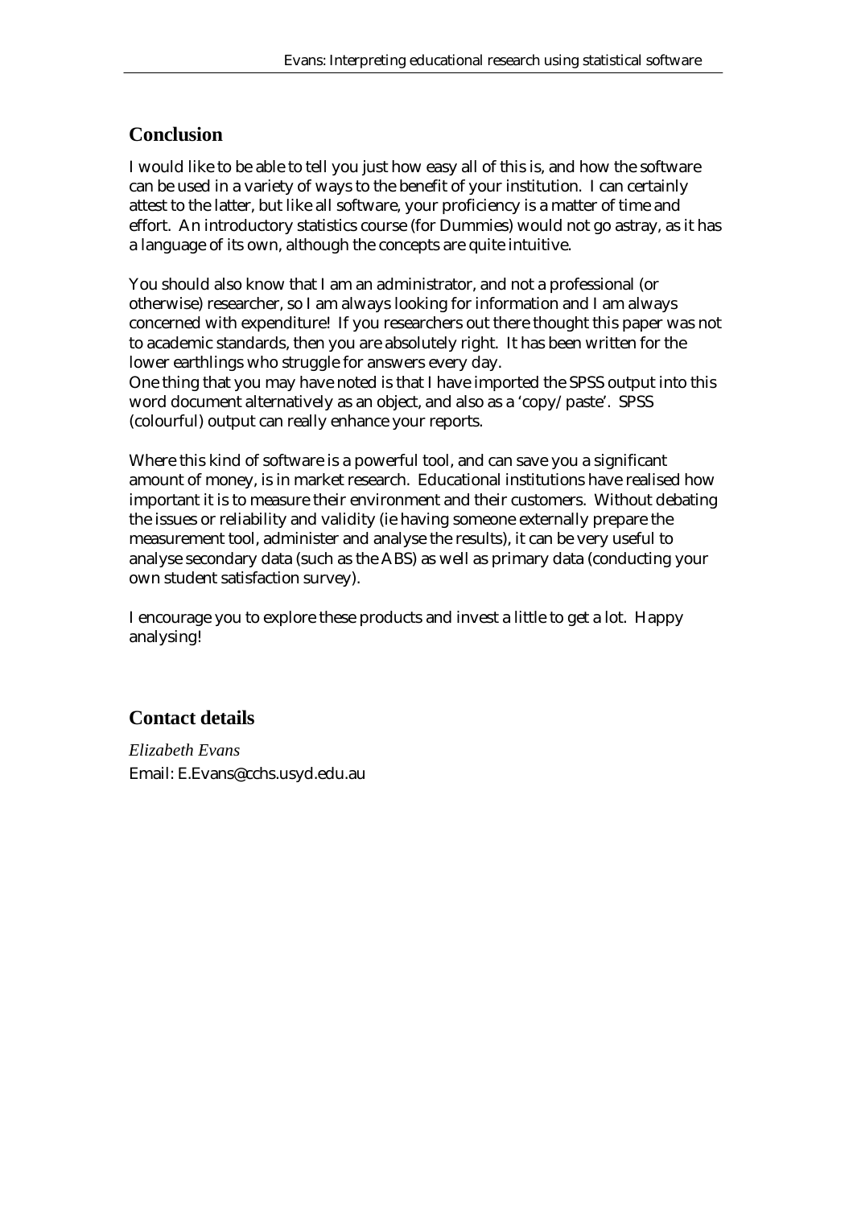## Conclusion

I would like to be able to tell you just how easy all of this is, and how the software can be used in a variety of ways to the benefit of your institution. I can certainly attest to the latter, but like all software, your proficiency is a matter of time and effort. An introductory statistics course (for Dummies) would not go astray, as it has a language of its own, although the concepts are quite intuitive.

You should also know that I am an administrator, and not a professional (or otherwise) researcher, so I am always looking for information and I am always concerned with expenditure! If you researchers out there thought this paper was not to academic standards, then you are absolutely right. It has been written for the lower earthlings who struggle for answers every day.
One thing that you may have noted is that I have imported the SPSS output into this word document alternatively as an object, and also as a 'copy/paste'. SPSS (colourful) output can really enhance your reports.

Where this kind of software is a powerful tool, and can save you a significant amount of money, is in market research. Educational institutions have realised how important it is to measure their environment and their customers. Without debating the issues or reliability and validity (ie having someone externally prepare the measurement tool, administer and analyse the results), it can be very useful to analyse secondary data (such as the ABS) as well as primary data (conducting your own student satisfaction survey).

I encourage you to explore these products and invest a little to get a lot. Happy analysing!

## Contact details

*Elizabeth Evans*
Email: E.Evans@cchs.usyd.edu.au